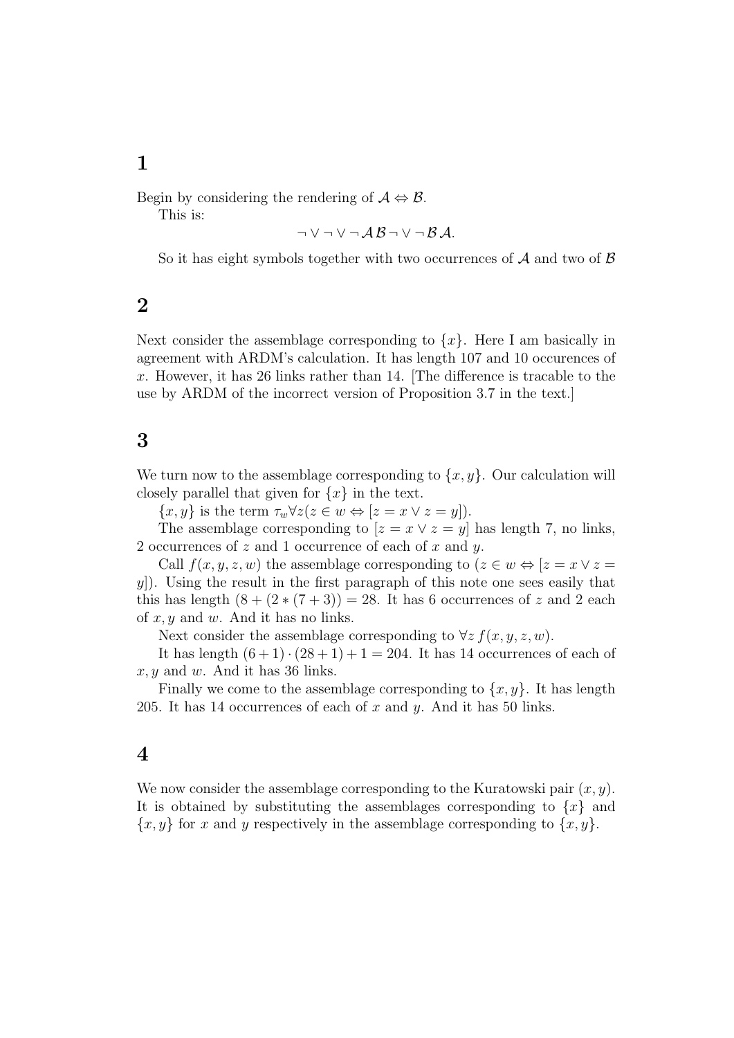## 1

Begin by considering the rendering of $\mathcal{A} \Leftrightarrow \mathcal{B}$.

This is:

$$\neg \vee \neg \vee \neg \mathcal{A} \, \mathcal{B} \neg \vee \neg \mathcal{B} \, \mathcal{A}.$$

So it has eight symbols together with two occurrences of $\mathcal{A}$ and two of $\mathcal{B}$

## 2

Next consider the assemblage corresponding to $\{x\}$. Here I am basically in agreement with ARDM's calculation. It has length 107 and 10 occurences of $x$. However, it has 26 links rather than 14. [The difference is tracable to the use by ARDM of the incorrect version of Proposition 3.7 in the text.]

## 3

We turn now to the assemblage corresponding to $\{x, y\}$. Our calculation will closely parallel that given for $\{x\}$ in the text.

$\{x, y\}$ is the term $\tau_w \forall z(z \in w \Leftrightarrow [z = x \vee z = y])$.

The assemblage corresponding to $[z = x \vee z = y]$ has length 7, no links, 2 occurrences of $z$ and 1 occurrence of each of $x$ and $y$.

Call $f(x, y, z, w)$ the assemblage corresponding to $(z \in w \Leftrightarrow [z = x \vee z = y])$. Using the result in the first paragraph of this note one sees easily that this has length $(8 + (2 * (7 + 3)) = 28$. It has 6 occurrences of $z$ and 2 each of $x, y$ and $w$. And it has no links.

Next consider the assemblage corresponding to $\forall z \, f(x, y, z, w)$.

It has length $(6 + 1) \cdot (28 + 1) + 1 = 204$. It has 14 occurrences of each of $x, y$ and $w$. And it has 36 links.

Finally we come to the assemblage corresponding to $\{x, y\}$. It has length 205. It has 14 occurrences of each of $x$ and $y$. And it has 50 links.

## 4

We now consider the assemblage corresponding to the Kuratowski pair $(x, y)$. It is obtained by substituting the assemblages corresponding to $\{x\}$ and $\{x, y\}$ for $x$ and $y$ respectively in the assemblage corresponding to $\{x, y\}$.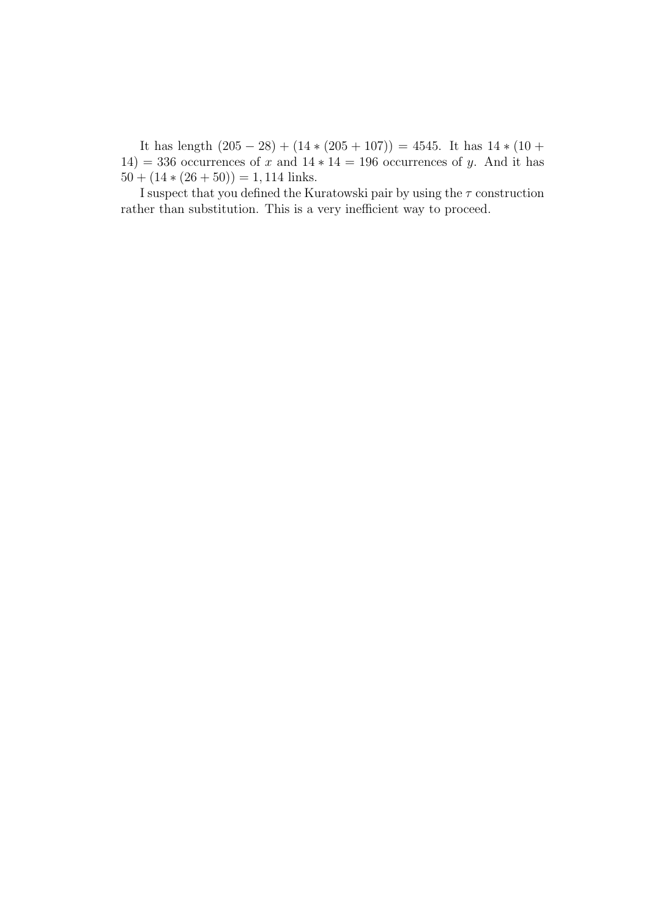It has length $(205 - 28) + (14 * (205 + 107)) = 4545$. It has $14 * (10 + 14) = 336$ occurrences of $x$ and $14 * 14 = 196$ occurrences of $y$. And it has $50 + (14 * (26 + 50)) = 1,114$ links.

I suspect that you defined the Kuratowski pair by using the $\tau$ construction rather than substitution. This is a very inefficient way to proceed.